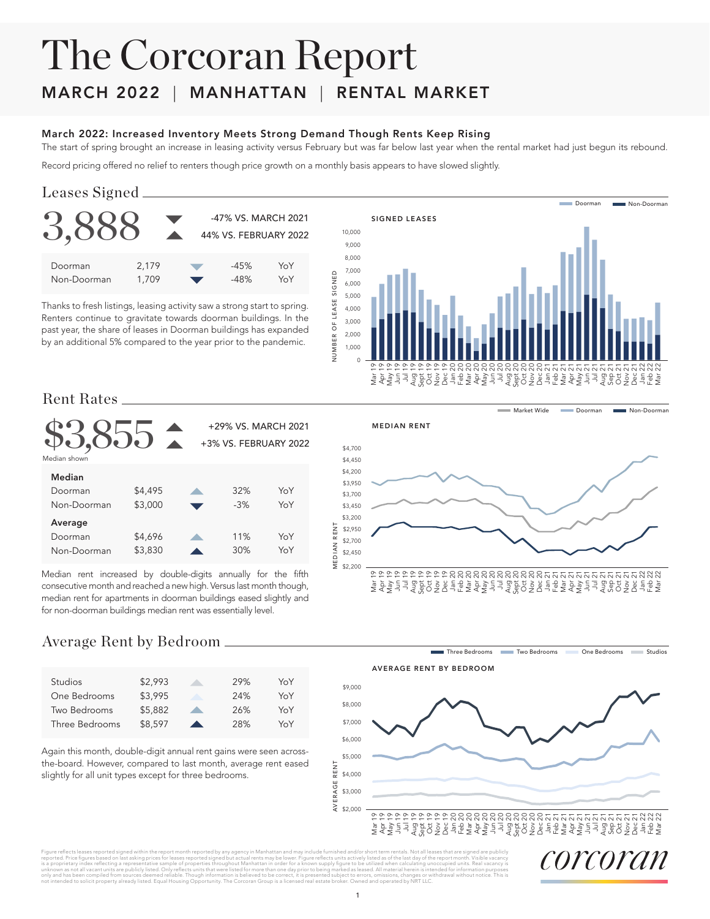# The Corcoran Report

## MARCH 2022 | MANHATTAN | RENTAL MARKET

### March 2022: Increased Inventory Meets Strong Demand Though Rents Keep Rising

The start of spring brought an increase in leasing activity versus February but was far below last year when the rental market had just begun its rebound.

Record pricing offered no relief to renters though price growth on a monthly basis appears to have slowed slightly.

## Leases Signed

**3,888** ▼ -47% VS. MARCH 2021 ▲ 44% VS. FEBRUARY 2022

| | | | | |
|---|---|---|---|---|
| Doorman | 2,179 | ▼ | -45% | YoY |
| Non-Doorman | 1,709 | ▼ | -48% | YoY |

Thanks to fresh listings, leasing activity saw a strong start to spring. Renters continue to gravitate towards doorman buildings. In the past year, the share of leases in Doorman buildings has expanded by an additional 5% compared to the year prior to the pandemic.

## Rent Rates

**$3,855** ▲ +29% VS. MARCH 2021 ▲ +3% VS. FEBRUARY 2022

Median shown

| | | | | |
|---|---|---|---|---|
| **Median** | | | | |
| Doorman | $4,495 | ▲ | 32% | YoY |
| Non-Doorman | $3,000 | ▼ | -3% | YoY |
| **Average** | | | | |
| Doorman | $4,696 | ▲ | 11% | YoY |
| Non-Doorman | $3,830 | ▲ | 30% | YoY |

Median rent increased by double-digits annually for the fifth consecutive month and reached a new high. Versus last month though, median rent for apartments in doorman buildings eased slightly and for non-doorman buildings median rent was essentially level.

## Average Rent by Bedroom

| | | | | |
|---|---|---|---|---|
| Studios | $2,993 | ▲ | 29% | YoY |
| One Bedrooms | $3,995 | ▲ | 24% | YoY |
| Two Bedrooms | $5,882 | ▲ | 26% | YoY |
| Three Bedrooms | $8,597 | ▲ | 28% | YoY |

Again this month, double-digit annual rent gains were seen across-the-board. However, compared to last month, average rent eased slightly for all unit types except for three bedrooms.

Figure reflects leases reported signed within the report month reported by any agency in Manhattan and may include furnished and/or short term rentals. Not all leases that are signed are publicly reported. Price figures based on last asking prices for leases reported signed but actual rents may be lower. Figure reflects units actively listed as of the last day of the report month. Visible vacancy is a proprietary index reflecting a representative sample of properties throughout Manhattan in order for a known supply figure to be utilized when calculating unoccupied units. Real vacancy is unknown as not all vacant units are publicly listed. Only reflects units that were listed for more than one day prior to being marked as leased. All material herein is intended for information purposes only and has been compiled from sources deemed reliable. Though information is believed to be correct, it is presented subject to errors, omissions, changes or withdrawal without notice. This is not intended to solicit property already listed. Equal Housing Opportunity. The Corcoran Group is a licensed real estate broker. Owned and operated by NRT LLC.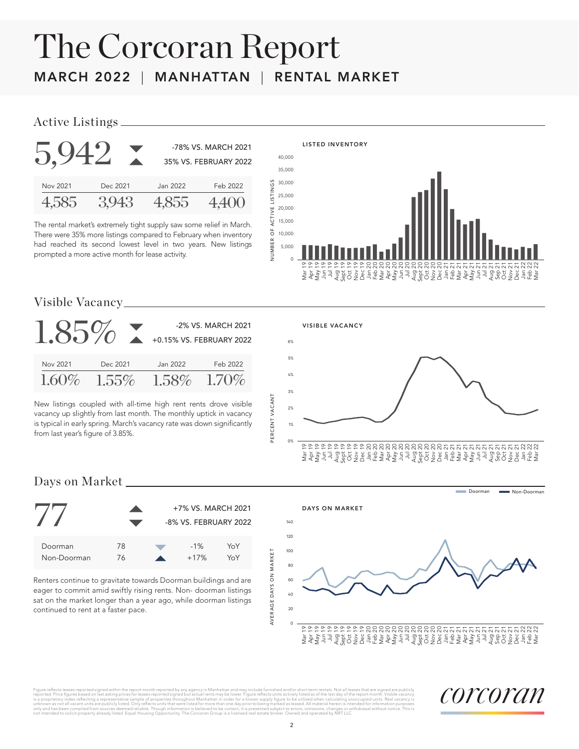# The Corcoran Report

**MARCH 2022 | MANHATTAN | RENTAL MARKET**

## Active Listings

**5,942**

-78% VS. MARCH 2021

35% VS. FEBRUARY 2022

| Nov 2021 | Dec 2021 | Jan 2022 | Feb 2022 |
|---|---|---|---|
| 4,585 | 3,943 | 4,855 | 4,400 |

The rental market's extremely tight supply saw some relief in March. There were 35% more listings compared to February when inventory had reached its second lowest level in two years. New listings prompted a more active month for lease activity.

LISTED INVENTORY

## Visible Vacancy

**1.85%**

-2% VS. MARCH 2021

+0.15% VS. FEBRUARY 2022

| Nov 2021 | Dec 2021 | Jan 2022 | Feb 2022 |
|---|---|---|---|
| 1.60% | 1.55% | 1.58% | 1.70% |

New listings coupled with all-time high rent rents drove visible vacancy up slightly from last month. The monthly uptick in vacancy is typical in early spring. March's vacancy rate was down significantly from last year's figure of 3.85%.

VISIBLE VACANCY

## Days on Market

**77**

+7% VS. MARCH 2021

-8% VS. FEBRUARY 2022

| | | | |
|---|---|---|---|
| Doorman | 78 | -1% | YoY |
| Non-Doorman | 76 | +17% | YoY |

Renters continue to gravitate towards Doorman buildings and are eager to commit amid swiftly rising rents. Non- doorman listings sat on the market longer than a year ago, while doorman listings continued to rent at a faster pace.

DAYS ON MARKET

Figure reflects leases reported signed within the report month reported by any agency in Manhattan and may include furnished and/or short term rentals. Not all leases that are signed are publicly reported. Price figures based on last asking prices for leases reported signed but actual rents may be lower. Figure reflects units actively listed as of the last day of the report month. Visible vacancy is a proprietary index reflecting a representative sample of properties throughout Manhattan in order for a known supply figure to be utilized when calculating unoccupied units. Real vacancy is unknown as not all vacant units are publicly listed. Only reflects units that were listed for more than one day prior to being marked as leased. All material herein is intended for information purposes only and has been compiled from sources deemed reliable. Though information is believed to be correct, it is presented subject to errors, omissions, changes or withdrawal without notice. This is not intended to solicit property already listed. Equal Housing Opportunity. The Corcoran Group is a licensed real estate broker. Owned and operated by NRT LLC.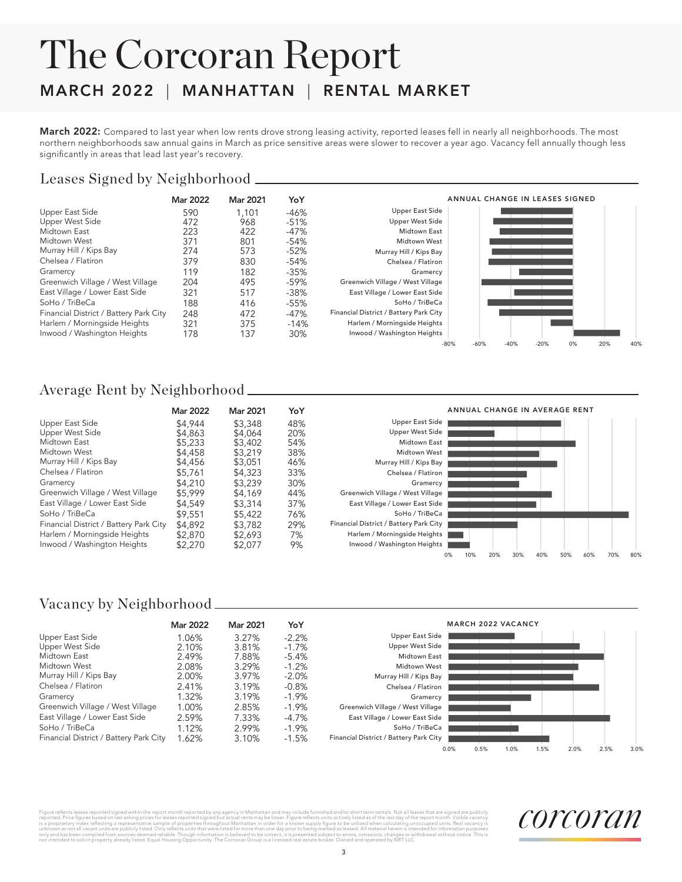# The Corcoran Report

## MARCH 2022 | MANHATTAN | RENTAL MARKET

**March 2022:** Compared to last year when low rents drove strong leasing activity, reported leases fell in nearly all neighborhoods. The most northern neighborhoods saw annual gains in March as price sensitive areas were slower to recover a year ago. Vacancy fell annually though less significantly in areas that lead last year's recovery.

## Leases Signed by Neighborhood

| | Mar 2022 | Mar 2021 | YoY |
|---|---|---|---|
| Upper East Side | 590 | 1,101 | -46% |
| Upper West Side | 472 | 968 | -51% |
| Midtown East | 223 | 422 | -47% |
| Midtown West | 371 | 801 | -54% |
| Murray Hill / Kips Bay | 274 | 573 | -52% |
| Chelsea / Flatiron | 379 | 830 | -54% |
| Gramercy | 119 | 182 | -35% |
| Greenwich Village / West Village | 204 | 495 | -59% |
| East Village / Lower East Side | 321 | 517 | -38% |
| SoHo / TriBeCa | 188 | 416 | -55% |
| Financial District / Battery Park City | 248 | 472 | -47% |
| Harlem / Morningside Heights | 321 | 375 | -14% |
| Inwood / Washington Heights | 178 | 137 | 30% |

ANNUAL CHANGE IN LEASES SIGNED

Upper East Side
Upper West Side
Midtown East
Midtown West
Murray Hill / Kips Bay
Chelsea / Flatiron
Gramercy
Greenwich Village / West Village
East Village / Lower East Side
SoHo / TriBeCa
Financial District / Battery Park City
Harlem / Morningside Heights
Inwood / Washington Heights

-80% -60% -40% -20% 0% 20% 40%

## Average Rent by Neighborhood

| | Mar 2022 | Mar 2021 | YoY |
|---|---|---|---|
| Upper East Side | $4,944 | $3,348 | 48% |
| Upper West Side | $4,863 | $4,064 | 20% |
| Midtown East | $5,233 | $3,402 | 54% |
| Midtown West | $4,458 | $3,219 | 38% |
| Murray Hill / Kips Bay | $4,456 | $3,051 | 46% |
| Chelsea / Flatiron | $5,761 | $4,323 | 33% |
| Gramercy | $4,210 | $3,239 | 30% |
| Greenwich Village / West Village | $5,999 | $4,169 | 44% |
| East Village / Lower East Side | $4,549 | $3,314 | 37% |
| SoHo / TriBeCa | $9,551 | $5,422 | 76% |
| Financial District / Battery Park City | $4,892 | $3,782 | 29% |
| Harlem / Morningside Heights | $2,870 | $2,693 | 7% |
| Inwood / Washington Heights | $2,270 | $2,077 | 9% |

ANNUAL CHANGE IN AVERAGE RENT

Upper East Side
Upper West Side
Midtown East
Midtown West
Murray Hill / Kips Bay
Chelsea / Flatiron
Gramercy
Greenwich Village / West Village
East Village / Lower East Side
SoHo / TriBeCa
Financial District / Battery Park City
Harlem / Morningside Heights
Inwood / Washington Heights

0% 10% 20% 30% 40% 50% 60% 70% 80%

## Vacancy by Neighborhood

| | Mar 2022 | Mar 2021 | YoY |
|---|---|---|---|
| Upper East Side | 1.06% | 3.27% | -2.2% |
| Upper West Side | 2.10% | 3.81% | -1.7% |
| Midtown East | 2.49% | 7.88% | -5.4% |
| Midtown West | 2.08% | 3.29% | -1.2% |
| Murray Hill / Kips Bay | 2.00% | 3.97% | -2.0% |
| Chelsea / Flatiron | 2.41% | 3.19% | -0.8% |
| Gramercy | 1.32% | 3.19% | -1.9% |
| Greenwich Village / West Village | 1.00% | 2.85% | -1.9% |
| East Village / Lower East Side | 2.59% | 7.33% | -4.7% |
| SoHo / TriBeCa | 1.12% | 2.99% | -1.9% |
| Financial District / Battery Park City | 1.62% | 3.10% | -1.5% |

MARCH 2022 VACANCY

Upper East Side
Upper West Side
Midtown East
Midtown West
Murray Hill / Kips Bay
Chelsea / Flatiron
Gramercy
Greenwich Village / West Village
East Village / Lower East Side
SoHo / TriBeCa
Financial District / Battery Park City

0.0% 0.5% 1.0% 1.5% 2.0% 2.5% 3.0%

Figure reflects leases reported signed within the report month reported by any agency in Manhattan and may include furnished and/or short term rentals. Not all leases that are signed are publicly reported. Price figures based on last asking prices for leases reported signed but actual rents may be lower. Figure reflects units actively listed as of the last day of the report month. Visible vacancy is a proprietary index reflecting a representative sample of properties throughout Manhattan in order for a known supply figure to be utilized when calculating unoccupied units. Real vacancy is unknown as not all vacant units are publicly listed. Only reflects units that were listed for more than one day prior to being marked as leased. All material herein is intended for information purposes only and has been compiled from sources deemed reliable. Though information is believed to be correct, it is presented subject to errors, omissions, changes or withdrawal without notice. This is not intended to solicit property already listed. Equal Housing Opportunity. The Corcoran Group is a licensed real estate broker. Owned and operated by NRT LLC.

corcoran